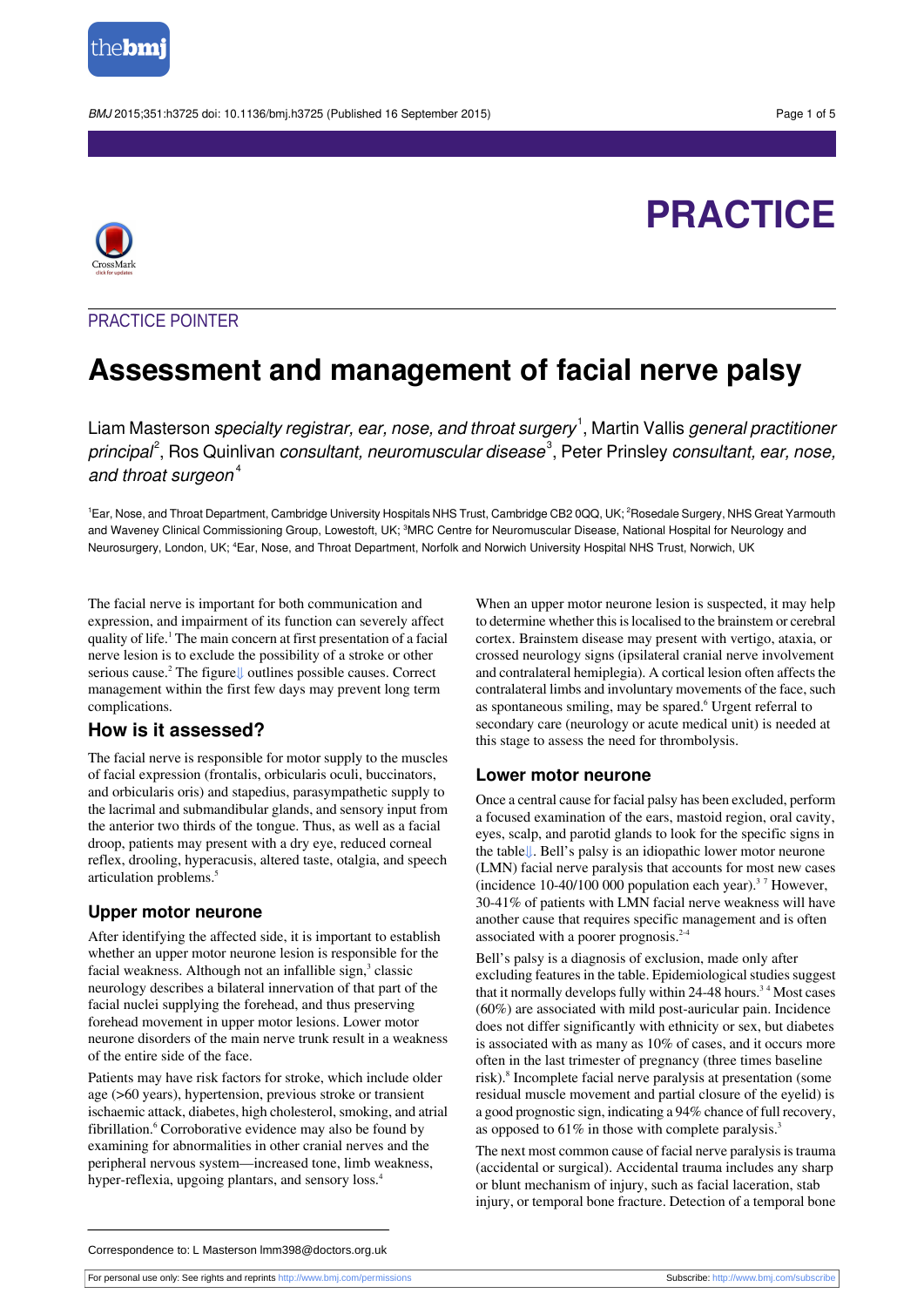PRACTICE

PRACTICE POINTER

# Assessment and management of facial nerve palsy

Liam Masterson *specialty registrar, ear, nose, and throat surgery*[1], Martin Vallis *general practitioner principal*[2], Ros Quinlivan *consultant, neuromuscular disease*[3], Peter Prinsley *consultant, ear, nose, and throat surgeon*[4]

[1]Ear, Nose, and Throat Department, Cambridge University Hospitals NHS Trust, Cambridge CB2 0QQ, UK; [2]Rosedale Surgery, NHS Great Yarmouth and Waveney Clinical Commissioning Group, Lowestoft, UK; [3]MRC Centre for Neuromuscular Disease, National Hospital for Neurology and Neurosurgery, London, UK; [4]Ear, Nose, and Throat Department, Norfolk and Norwich University Hospital NHS Trust, Norwich, UK

The facial nerve is important for both communication and expression, and impairment of its function can severely affect quality of life.[1] The main concern at first presentation of a facial nerve lesion is to exclude the possibility of a stroke or other serious cause.[2] The figure⇓ outlines possible causes. Correct management within the first few days may prevent long term complications.

## How is it assessed?

The facial nerve is responsible for motor supply to the muscles of facial expression (frontalis, orbicularis oculi, buccinators, and orbicularis oris) and stapedius, parasympathetic supply to the lacrimal and submandibular glands, and sensory input from the anterior two thirds of the tongue. Thus, as well as a facial droop, patients may present with a dry eye, reduced corneal reflex, drooling, hyperacusis, altered taste, otalgia, and speech articulation problems.[5]

### Upper motor neurone

After identifying the affected side, it is important to establish whether an upper motor neurone lesion is responsible for the facial weakness. Although not an infallible sign,[3] classic neurology describes a bilateral innervation of that part of the facial nuclei supplying the forehead, and thus preserving forehead movement in upper motor lesions. Lower motor neurone disorders of the main nerve trunk result in a weakness of the entire side of the face.

Patients may have risk factors for stroke, which include older age (>60 years), hypertension, previous stroke or transient ischaemic attack, diabetes, high cholesterol, smoking, and atrial fibrillation.[6] Corroborative evidence may also be found by examining for abnormalities in other cranial nerves and the peripheral nervous system—increased tone, limb weakness, hyper-reflexia, upgoing plantars, and sensory loss.[4]

When an upper motor neurone lesion is suspected, it may help to determine whether this is localised to the brainstem or cerebral cortex. Brainstem disease may present with vertigo, ataxia, or crossed neurology signs (ipsilateral cranial nerve involvement and contralateral hemiplegia). A cortical lesion often affects the contralateral limbs and involuntary movements of the face, such as spontaneous smiling, may be spared.[6] Urgent referral to secondary care (neurology or acute medical unit) is needed at this stage to assess the need for thrombolysis.

### Lower motor neurone

Once a central cause for facial palsy has been excluded, perform a focused examination of the ears, mastoid region, oral cavity, eyes, scalp, and parotid glands to look for the specific signs in the table⇓. Bell's palsy is an idiopathic lower motor neurone (LMN) facial nerve paralysis that accounts for most new cases (incidence 10-40/100 000 population each year).[3,7] However, 30-41% of patients with LMN facial nerve weakness will have another cause that requires specific management and is often associated with a poorer prognosis.[2-4]

Bell's palsy is a diagnosis of exclusion, made only after excluding features in the table. Epidemiological studies suggest that it normally develops fully within 24-48 hours.[3,4] Most cases (60%) are associated with mild post-auricular pain. Incidence does not differ significantly with ethnicity or sex, but diabetes is associated with as many as 10% of cases, and it occurs more often in the last trimester of pregnancy (three times baseline risk).[8] Incomplete facial nerve paralysis at presentation (some residual muscle movement and partial closure of the eyelid) is a good prognostic sign, indicating a 94% chance of full recovery, as opposed to 61% in those with complete paralysis.[3]

The next most common cause of facial nerve paralysis is trauma (accidental or surgical). Accidental trauma includes any sharp or blunt mechanism of injury, such as facial laceration, stab injury, or temporal bone fracture. Detection of a temporal bone

Correspondence to: L Masterson lmm398@doctors.org.uk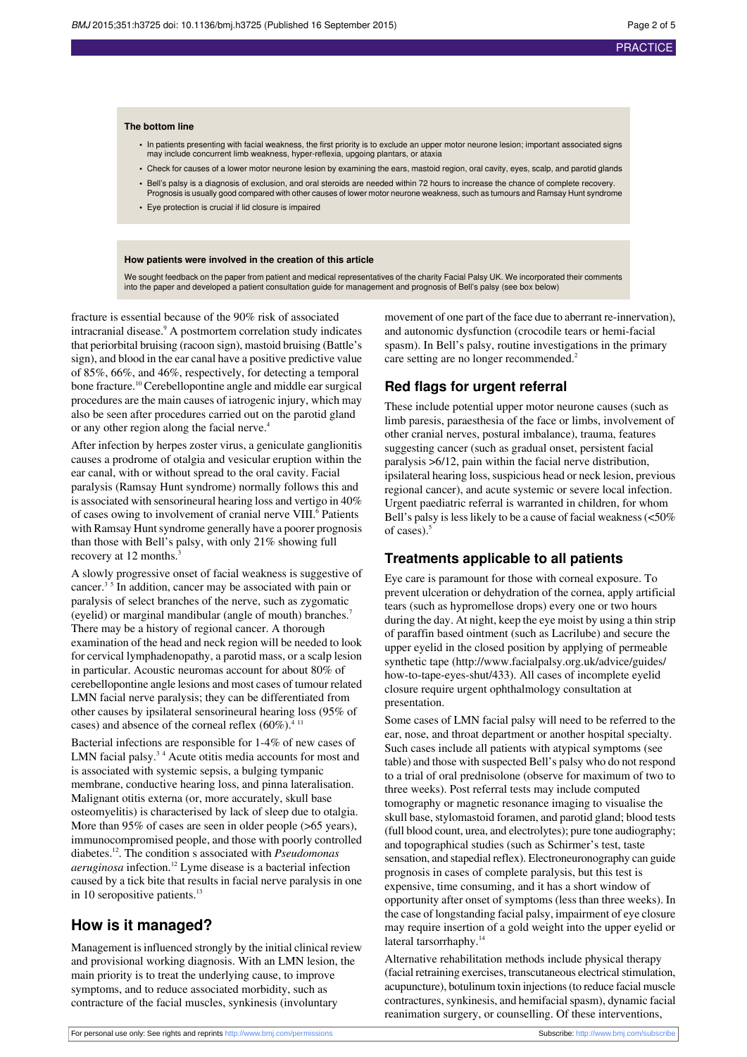**The bottom line**

- In patients presenting with facial weakness, the first priority is to exclude an upper motor neurone lesion; important associated signs may include concurrent limb weakness, hyper-reflexia, upgoing plantars, or ataxia
- Check for causes of a lower motor neurone lesion by examining the ears, mastoid region, oral cavity, eyes, scalp, and parotid glands
- Bell's palsy is a diagnosis of exclusion, and oral steroids are needed within 72 hours to increase the chance of complete recovery. Prognosis is usually good compared with other causes of lower motor neurone weakness, such as tumours and Ramsay Hunt syndrome
- Eye protection is crucial if lid closure is impaired

**How patients were involved in the creation of this article**

We sought feedback on the paper from patient and medical representatives of the charity Facial Palsy UK. We incorporated their comments into the paper and developed a patient consultation guide for management and prognosis of Bell's palsy (see box below)

fracture is essential because of the 90% risk of associated intracranial disease.[9] A postmortem correlation study indicates that periorbital bruising (racoon sign), mastoid bruising (Battle's sign), and blood in the ear canal have a positive predictive value of 85%, 66%, and 46%, respectively, for detecting a temporal bone fracture.[10] Cerebellopontine angle and middle ear surgical procedures are the main causes of iatrogenic injury, which may also be seen after procedures carried out on the parotid gland or any other region along the facial nerve.[4]

After infection by herpes zoster virus, a geniculate ganglionitis causes a prodrome of otalgia and vesicular eruption within the ear canal, with or without spread to the oral cavity. Facial paralysis (Ramsay Hunt syndrome) normally follows this and is associated with sensorineural hearing loss and vertigo in 40% of cases owing to involvement of cranial nerve VIII.[6] Patients with Ramsay Hunt syndrome generally have a poorer prognosis than those with Bell's palsy, with only 21% showing full recovery at 12 months.[3]

A slowly progressive onset of facial weakness is suggestive of cancer.[3 5] In addition, cancer may be associated with pain or paralysis of select branches of the nerve, such as zygomatic (eyelid) or marginal mandibular (angle of mouth) branches.[7] There may be a history of regional cancer. A thorough examination of the head and neck region will be needed to look for cervical lymphadenopathy, a parotid mass, or a scalp lesion in particular. Acoustic neuromas account for about 80% of cerebellopontine angle lesions and most cases of tumour related LMN facial nerve paralysis; they can be differentiated from other causes by ipsilateral sensorineural hearing loss (95% of cases) and absence of the corneal reflex (60%).[4 11]

Bacterial infections are responsible for 1-4% of new cases of LMN facial palsy.[3 4] Acute otitis media accounts for most and is associated with systemic sepsis, a bulging tympanic membrane, conductive hearing loss, and pinna lateralisation. Malignant otitis externa (or, more accurately, skull base osteomyelitis) is characterised by lack of sleep due to otalgia. More than 95% of cases are seen in older people (>65 years), immunocompromised people, and those with poorly controlled diabetes.[12]. The condition s associated with *Pseudomonas aeruginosa* infection.[12] Lyme disease is a bacterial infection caused by a tick bite that results in facial nerve paralysis in one in 10 seropositive patients.[13]

## How is it managed?

Management is influenced strongly by the initial clinical review and provisional working diagnosis. With an LMN lesion, the main priority is to treat the underlying cause, to improve symptoms, and to reduce associated morbidity, such as contracture of the facial muscles, synkinesis (involuntary movement of one part of the face due to aberrant re-innervation), and autonomic dysfunction (crocodile tears or hemi-facial spasm). In Bell's palsy, routine investigations in the primary care setting are no longer recommended.[2]

## Red flags for urgent referral

These include potential upper motor neurone causes (such as limb paresis, paraesthesia of the face or limbs, involvement of other cranial nerves, postural imbalance), trauma, features suggesting cancer (such as gradual onset, persistent facial paralysis >6/12, pain within the facial nerve distribution, ipsilateral hearing loss, suspicious head or neck lesion, previous regional cancer), and acute systemic or severe local infection. Urgent paediatric referral is warranted in children, for whom Bell's palsy is less likely to be a cause of facial weakness (<50% of cases).[5]

## Treatments applicable to all patients

Eye care is paramount for those with corneal exposure. To prevent ulceration or dehydration of the cornea, apply artificial tears (such as hypromellose drops) every one or two hours during the day. At night, keep the eye moist by using a thin strip of paraffin based ointment (such as Lacrilube) and secure the upper eyelid in the closed position by applying of permeable synthetic tape (http://www.facialpalsy.org.uk/advice/guides/how-to-tape-eyes-shut/433). All cases of incomplete eyelid closure require urgent ophthalmology consultation at presentation.

Some cases of LMN facial palsy will need to be referred to the ear, nose, and throat department or another hospital specialty. Such cases include all patients with atypical symptoms (see table) and those with suspected Bell's palsy who do not respond to a trial of oral prednisolone (observe for maximum of two to three weeks). Post referral tests may include computed tomography or magnetic resonance imaging to visualise the skull base, stylomastoid foramen, and parotid gland; blood tests (full blood count, urea, and electrolytes); pure tone audiography; and topographical studies (such as Schirmer's test, taste sensation, and stapedial reflex). Electroneuronography can guide prognosis in cases of complete paralysis, but this test is expensive, time consuming, and it has a short window of opportunity after onset of symptoms (less than three weeks). In the case of longstanding facial palsy, impairment of eye closure may require insertion of a gold weight into the upper eyelid or lateral tarsorrhaphy.[14]

Alternative rehabilitation methods include physical therapy (facial retraining exercises, transcutaneous electrical stimulation, acupuncture), botulinum toxin injections (to reduce facial muscle contractures, synkinesis, and hemifacial spasm), dynamic facial reanimation surgery, or counselling. Of these interventions,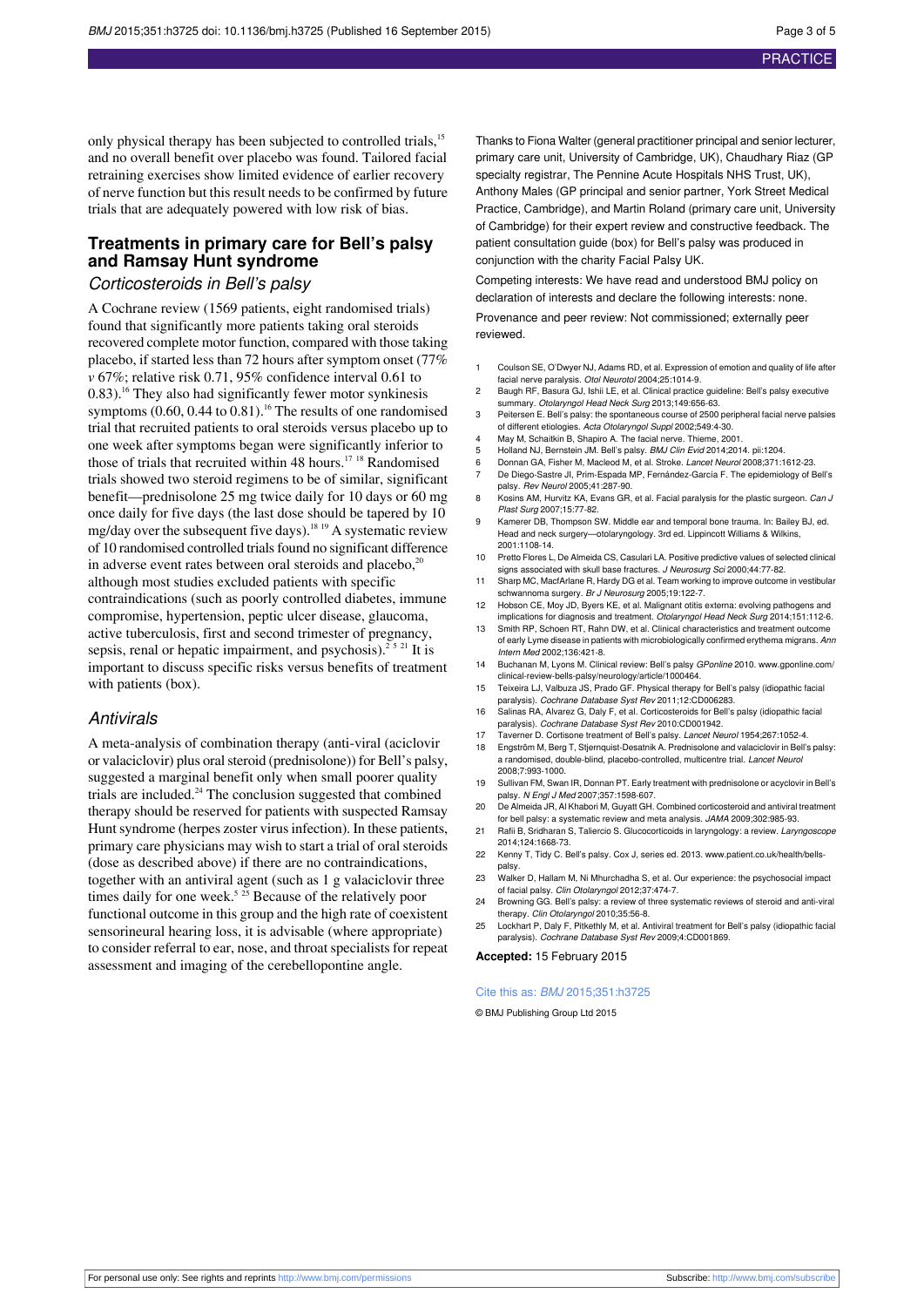only physical therapy has been subjected to controlled trials,[15] and no overall benefit over placebo was found. Tailored facial retraining exercises show limited evidence of earlier recovery of nerve function but this result needs to be confirmed by future trials that are adequately powered with low risk of bias.

## Treatments in primary care for Bell's palsy and Ramsay Hunt syndrome

### *Corticosteroids in Bell's palsy*

A Cochrane review (1569 patients, eight randomised trials) found that significantly more patients taking oral steroids recovered complete motor function, compared with those taking placebo, if started less than 72 hours after symptom onset (77% *v* 67%; relative risk 0.71, 95% confidence interval 0.61 to 0.83).[16] They also had significantly fewer motor synkinesis symptoms (0.60, 0.44 to 0.81).[16] The results of one randomised trial that recruited patients to oral steroids versus placebo up to one week after symptoms began were significantly inferior to those of trials that recruited within 48 hours.[17,18] Randomised trials showed two steroid regimens to be of similar, significant benefit—prednisolone 25 mg twice daily for 10 days or 60 mg once daily for five days (the last dose should be tapered by 10 mg/day over the subsequent five days).[18,19] A systematic review of 10 randomised controlled trials found no significant difference in adverse event rates between oral steroids and placebo,[20] although most studies excluded patients with specific contraindications (such as poorly controlled diabetes, immune compromise, hypertension, peptic ulcer disease, glaucoma, active tuberculosis, first and second trimester of pregnancy, sepsis, renal or hepatic impairment, and psychosis).[2,5,21] It is important to discuss specific risks versus benefits of treatment with patients (box).

### *Antivirals*

A meta-analysis of combination therapy (anti-viral (aciclovir or valaciclovir) plus oral steroid (prednisolone)) for Bell's palsy, suggested a marginal benefit only when small poorer quality trials are included.[24] The conclusion suggested that combined therapy should be reserved for patients with suspected Ramsay Hunt syndrome (herpes zoster virus infection). In these patients, primary care physicians may wish to start a trial of oral steroids (dose as described above) if there are no contraindications, together with an antiviral agent (such as 1 g valaciclovir three times daily for one week.[5,25] Because of the relatively poor functional outcome in this group and the high rate of coexistent sensorineural hearing loss, it is advisable (where appropriate) to consider referral to ear, nose, and throat specialists for repeat assessment and imaging of the cerebellopontine angle.

Thanks to Fiona Walter (general practitioner principal and senior lecturer, primary care unit, University of Cambridge, UK), Chaudhary Riaz (GP specialty registrar, The Pennine Acute Hospitals NHS Trust, UK), Anthony Males (GP principal and senior partner, York Street Medical Practice, Cambridge), and Martin Roland (primary care unit, University of Cambridge) for their expert review and constructive feedback. The patient consultation guide (box) for Bell's palsy was produced in conjunction with the charity Facial Palsy UK.

Competing interests: We have read and understood BMJ policy on declaration of interests and declare the following interests: none.

Provenance and peer review: Not commissioned; externally peer reviewed.

1. Coulson SE, O'Dwyer NJ, Adams RD, et al. Expression of emotion and quality of life after facial nerve paralysis. *Otol Neurotol* 2004;25:1014-9.
2. Baugh RF, Basura GJ, Ishii LE, et al. Clinical practice guideline: Bell's palsy executive summary. *Otolaryngol Head Neck Surg* 2013;149:656-63.
3. Peitersen E. Bell's palsy: the spontaneous course of 2500 peripheral facial nerve palsies of different etiologies. *Acta Otolaryngol Suppl* 2002;549:4-30.
4. May M, Schaitkin B, Shapiro A. The facial nerve. Thieme, 2001.
5. Holland NJ, Bernstein JM. Bell's palsy. *BMJ Clin Evid* 2014;2014. pii:1204.
6. Donnan GA, Fisher M, Macleod M, et al. Stroke. *Lancet Neurol* 2008;371:1612-23.
7. De Diego-Sastre JI, Prim-Espada MP, Fernández-García F. The epidemiology of Bell's palsy. *Rev Neurol* 2005;41:287-90.
8. Kosins AM, Hurvitz KA, Evans GR, et al. Facial paralysis for the plastic surgeon. *Can J Plast Surg* 2007;15:77-82.
9. Kamerer DB, Thompson SW. Middle ear and temporal bone trauma. In: Bailey BJ, ed. Head and neck surgery—otolaryngology. 3rd ed. Lippincott Williams & Wilkins, 2001:1108-14.
10. Pretto Flores L, De Almeida CS, Casulari LA. Positive predictive values of selected clinical signs associated with skull base fractures. *J Neurosurg Sci* 2000;44:77-82.
11. Sharp MC, MacfArlane R, Hardy DG et al. Team working to improve outcome in vestibular schwannoma surgery. *Br J Neurosurg* 2005;19:122-7.
12. Hobson CE, Moy JD, Byers KE, et al. Malignant otitis externa: evolving pathogens and implications for diagnosis and treatment. *Otolaryngol Head Neck Surg* 2014;151:112-6.
13. Smith RP, Schoen RT, Rahn DW, et al. Clinical characteristics and treatment outcome of early Lyme disease in patients with microbiologically confirmed erythema migrans. *Ann Intern Med* 2002;136:421-8.
14. Buchanan M, Lyons M. Clinical review: Bell's palsy *GPonline* 2010. www.gponline.com/clinical-review-bells-palsy/neurology/article/1000464.
15. Teixeira LJ, Valbuza JS, Prado GF. Physical therapy for Bell's palsy (idiopathic facial paralysis). *Cochrane Database Syst Rev* 2011;12:CD006283.
16. Salinas RA, Alvarez G, Daly F, et al. Corticosteroids for Bell's palsy (idiopathic facial paralysis). *Cochrane Database Syst Rev* 2010:CD001942.
17. Taverner D. Cortisone treatment of Bell's palsy. *Lancet Neurol* 1954;267:1052-4.
18. Engström M, Berg T, Stjernquist-Desatnik A. Prednisolone and valaciclovir in Bell's palsy: a randomised, double-blind, placebo-controlled, multicentre trial. *Lancet Neurol* 2008;7:993-1000.
19. Sullivan FM, Swan IR, Donnan PT. Early treatment with prednisolone or acyclovir in Bell's palsy. *N Engl J Med* 2007;357:1598-607.
20. De Almeida JR, Al Khabori M, Guyatt GH. Combined corticosteroid and antiviral treatment for bell palsy: a systematic review and meta analysis. *JAMA* 2009;302:985-93.
21. Rafii B, Sridharan S, Taliercio S. Glucocorticoids in laryngology: a review. *Laryngoscope* 2014;124:1668-73.
22. Kenny T, Tidy C. Bell's palsy. Cox J, series ed. 2013. www.patient.co.uk/health/bells-palsy.
23. Walker D, Hallam M, Ni Mhurchadha S, et al. Our experience: the psychosocial impact of facial palsy. *Clin Otolaryngol* 2012;37:474-7.
24. Browning GG. Bell's palsy: a review of three systematic reviews of steroid and anti-viral therapy. *Clin Otolaryngol* 2010;35:56-8.
25. Lockhart P, Daly F, Pitkethly M, et al. Antiviral treatment for Bell's palsy (idiopathic facial paralysis). *Cochrane Database Syst Rev* 2009;4:CD001869.

**Accepted:** 15 February 2015

Cite this as: *BMJ* 2015;351:h3725

© BMJ Publishing Group Ltd 2015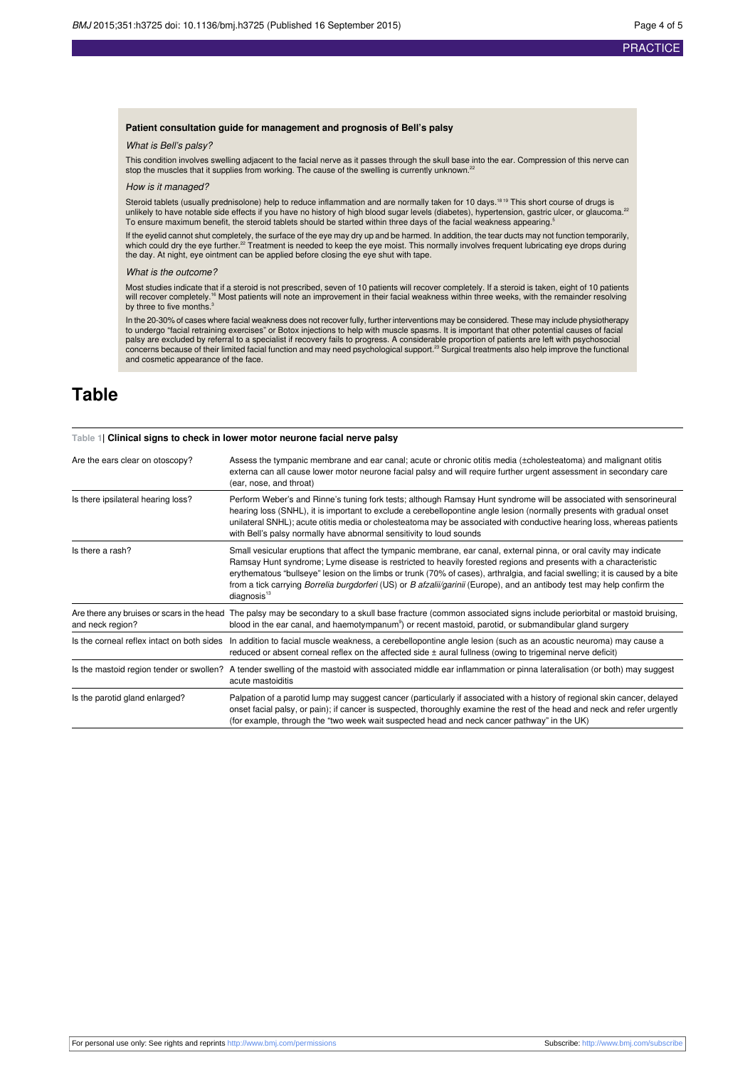### Patient consultation guide for management and prognosis of Bell's palsy

*What is Bell's palsy?*

This condition involves swelling adjacent to the facial nerve as it passes through the skull base into the ear. Compression of this nerve can stop the muscles that it supplies from working. The cause of the swelling is currently unknown.[22]

*How is it managed?*

Steroid tablets (usually prednisolone) help to reduce inflammation and are normally taken for 10 days.[18 19] This short course of drugs is unlikely to have notable side effects if you have no history of high blood sugar levels (diabetes), hypertension, gastric ulcer, or glaucoma.[22] To ensure maximum benefit, the steroid tablets should be started within three days of the facial weakness appearing.[5]

If the eyelid cannot shut completely, the surface of the eye may dry up and be harmed. In addition, the tear ducts may not function temporarily, which could dry the eye further.[22] Treatment is needed to keep the eye moist. This normally involves frequent lubricating eye drops during the day. At night, eye ointment can be applied before closing the eye shut with tape.

*What is the outcome?*

Most studies indicate that if a steroid is not prescribed, seven of 10 patients will recover completely. If a steroid is taken, eight of 10 patients will recover completely.[16] Most patients will note an improvement in their facial weakness within three weeks, with the remainder resolving by three to five months.[3]

In the 20-30% of cases where facial weakness does not recover fully, further interventions may be considered. These may include physiotherapy to undergo "facial retraining exercises" or Botox injections to help with muscle spasms. It is important that other potential causes of facial palsy are excluded by referral to a specialist if recovery fails to progress. A considerable proportion of patients are left with psychosocial concerns because of their limited facial function and may need psychological support.[23] Surgical treatments also help improve the functional and cosmetic appearance of the face.

# Table

**Table 1| Clinical signs to check in lower motor neurone facial nerve palsy**

| | |
|---|---|
| Are the ears clear on otoscopy? | Assess the tympanic membrane and ear canal; acute or chronic otitis media (±cholesteatoma) and malignant otitis externa can all cause lower motor neurone facial palsy and will require further urgent assessment in secondary care (ear, nose, and throat) |
| Is there ipsilateral hearing loss? | Perform Weber's and Rinne's tuning fork tests; although Ramsay Hunt syndrome will be associated with sensorineural hearing loss (SNHL), it is important to exclude a cerebellopontine angle lesion (normally presents with gradual onset unilateral SNHL); acute otitis media or cholesteatoma may be associated with conductive hearing loss, whereas patients with Bell's palsy normally have abnormal sensitivity to loud sounds |
| Is there a rash? | Small vesicular eruptions that affect the tympanic membrane, ear canal, external pinna, or oral cavity may indicate Ramsay Hunt syndrome; Lyme disease is restricted to heavily forested regions and presents with a characteristic erythematous "bullseye" lesion on the limbs or trunk (70% of cases), arthralgia, and facial swelling; it is caused by a bite from a tick carrying *Borrelia burgdorferi* (US) or *B afzalii/garinii* (Europe), and an antibody test may help confirm the diagnosis[13] |
| Are there any bruises or scars in the head and neck region? | The palsy may be secondary to a skull base fracture (common associated signs include periorbital or mastoid bruising, blood in the ear canal, and haemotympanum[9]) or recent mastoid, parotid, or submandibular gland surgery |
| Is the corneal reflex intact on both sides | In addition to facial muscle weakness, a cerebellopontine angle lesion (such as an acoustic neuroma) may cause a reduced or absent corneal reflex on the affected side ± aural fullness (owing to trigeminal nerve deficit) |
| Is the mastoid region tender or swollen? | A tender swelling of the mastoid with associated middle ear inflammation or pinna lateralisation (or both) may suggest acute mastoiditis |
| Is the parotid gland enlarged? | Palpation of a parotid lump may suggest cancer (particularly if associated with a history of regional skin cancer, delayed onset facial palsy, or pain); if cancer is suspected, thoroughly examine the rest of the head and neck and refer urgently (for example, through the "two week wait suspected head and neck cancer pathway" in the UK) |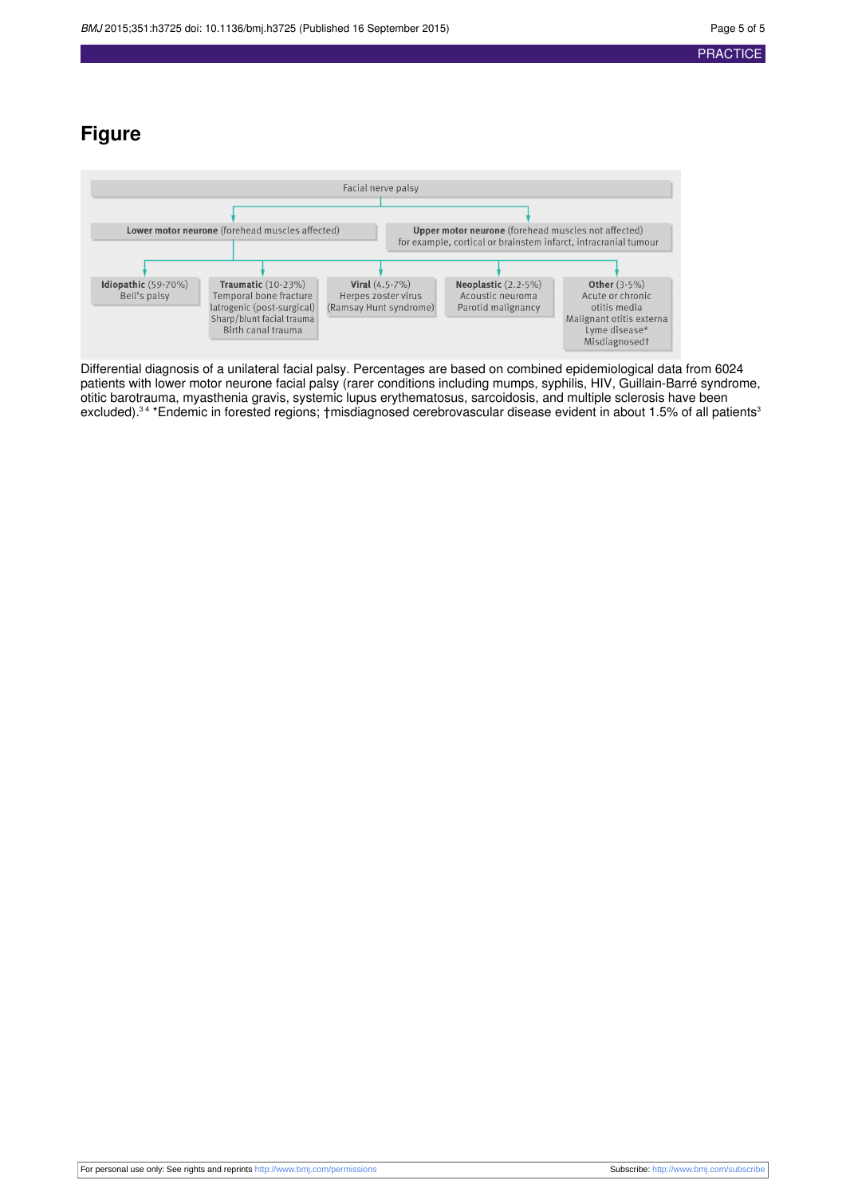# Figure

Facial nerve palsy

**Lower motor neurone** (forehead muscles affected)

**Upper motor neurone** (forehead muscles not affected)
for example, cortical or brainstem infarct, intracranial tumour

**Idiopathic** (59-70%)
Bell's palsy

**Traumatic** (10-23%)
Temporal bone fracture
Iatrogenic (post-surgical)
Sharp/blunt facial trauma
Birth canal trauma

**Viral** (4.5-7%)
Herpes zoster virus
(Ramsay Hunt syndrome)

**Neoplastic** (2.2-5%)
Acoustic neuroma
Parotid malignancy

**Other** (3-5%)
Acute or chronic
otitis media
Malignant otitis externa
Lyme disease*
Misdiagnosed†

Differential diagnosis of a unilateral facial palsy. Percentages are based on combined epidemiological data from 6024 patients with lower motor neurone facial palsy (rarer conditions including mumps, syphilis, HIV, Guillain-Barré syndrome, otitic barotrauma, myasthenia gravis, systemic lupus erythematosus, sarcoidosis, and multiple sclerosis have been excluded).[3 4] *Endemic in forested regions; †misdiagnosed cerebrovascular disease evident in about 1.5% of all patients[3]